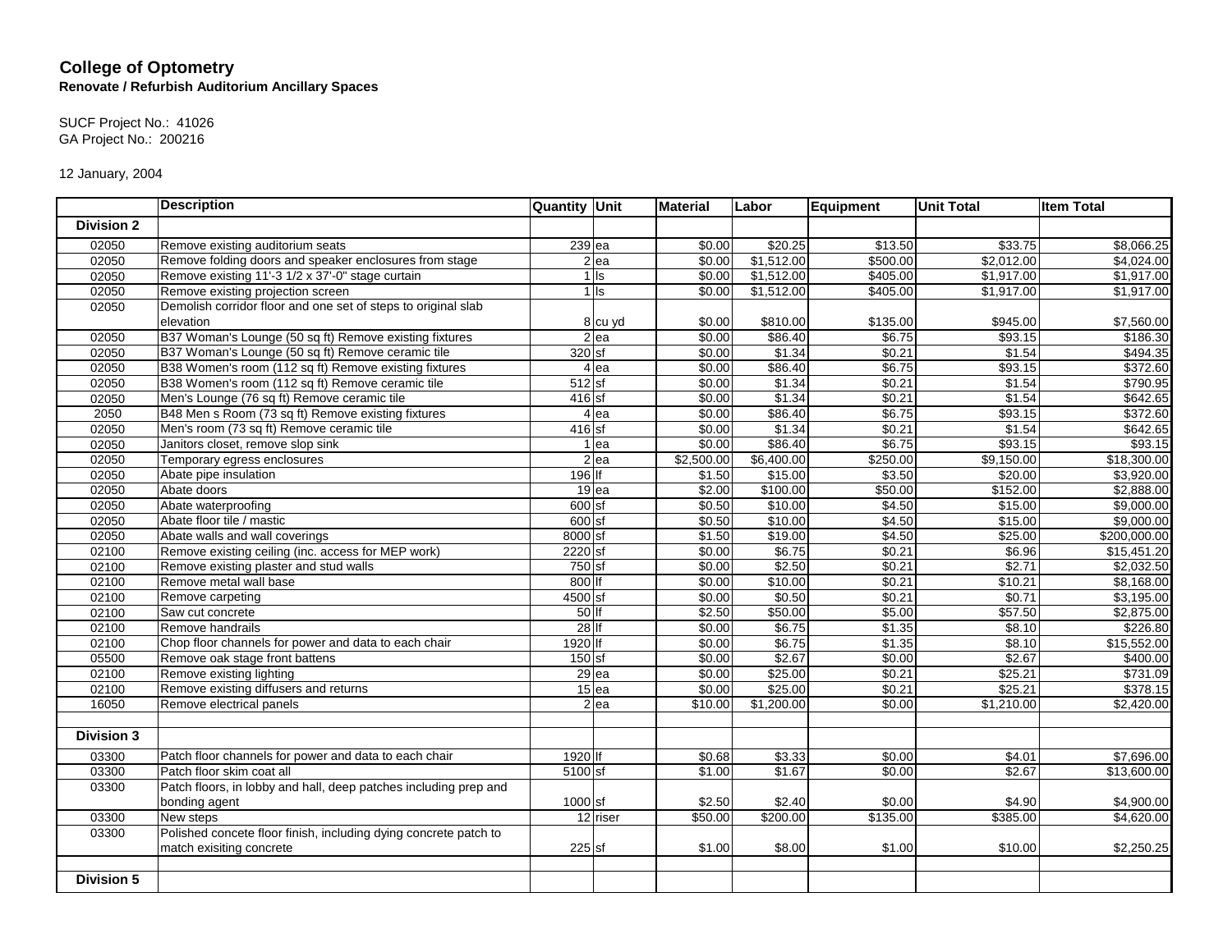# College of Optometry

**Renovate / Refurbish Auditorium Ancillary Spaces**

SUCF Project No.: 41026
GA Project No.: 200216

12 January, 2004

| | Description | Quantity | Unit | Material | Labor | Equipment | Unit Total | Item Total |
|---|---|---|---|---|---|---|---|---|
| **Division 2** | | | | | | | | |
| 02050 | Remove existing auditorium seats | 239 | ea | $0.00 | $20.25 | $13.50 | $33.75 | $8,066.25 |
| 02050 | Remove folding doors and speaker enclosures from stage | 2 | ea | $0.00 | $1,512.00 | $500.00 | $2,012.00 | $4,024.00 |
| 02050 | Remove existing 11'-3 1/2 x 37'-0" stage curtain | 1 | ls | $0.00 | $1,512.00 | $405.00 | $1,917.00 | $1,917.00 |
| 02050 | Remove existing projection screen | 1 | ls | $0.00 | $1,512.00 | $405.00 | $1,917.00 | $1,917.00 |
| 02050 | Demolish corridor floor and one set of steps to original slab elevation | 8 | cu yd | $0.00 | $810.00 | $135.00 | $945.00 | $7,560.00 |
| 02050 | B37 Woman's Lounge (50 sq ft) Remove existing fixtures | 2 | ea | $0.00 | $86.40 | $6.75 | $93.15 | $186.30 |
| 02050 | B37 Woman's Lounge (50 sq ft) Remove ceramic tile | 320 | sf | $0.00 | $1.34 | $0.21 | $1.54 | $494.35 |
| 02050 | B38 Women's room (112 sq ft) Remove existing fixtures | 4 | ea | $0.00 | $86.40 | $6.75 | $93.15 | $372.60 |
| 02050 | B38 Women's room (112 sq ft) Remove ceramic tile | 512 | sf | $0.00 | $1.34 | $0.21 | $1.54 | $790.95 |
| 02050 | Men's Lounge (76 sq ft) Remove ceramic tile | 416 | sf | $0.00 | $1.34 | $0.21 | $1.54 | $642.65 |
| 2050 | B48 Men s Room (73 sq ft) Remove existing fixtures | 4 | ea | $0.00 | $86.40 | $6.75 | $93.15 | $372.60 |
| 02050 | Men's room (73 sq ft) Remove ceramic tile | 416 | sf | $0.00 | $1.34 | $0.21 | $1.54 | $642.65 |
| 02050 | Janitors closet, remove slop sink | 1 | ea | $0.00 | $86.40 | $6.75 | $93.15 | $93.15 |
| 02050 | Temporary egress enclosures | 2 | ea | $2,500.00 | $6,400.00 | $250.00 | $9,150.00 | $18,300.00 |
| 02050 | Abate pipe insulation | 196 | lf | $1.50 | $15.00 | $3.50 | $20.00 | $3,920.00 |
| 02050 | Abate doors | 19 | ea | $2.00 | $100.00 | $50.00 | $152.00 | $2,888.00 |
| 02050 | Abate waterproofing | 600 | sf | $0.50 | $10.00 | $4.50 | $15.00 | $9,000.00 |
| 02050 | Abate floor tile / mastic | 600 | sf | $0.50 | $10.00 | $4.50 | $15.00 | $9,000.00 |
| 02050 | Abate walls and wall coverings | 8000 | sf | $1.50 | $19.00 | $4.50 | $25.00 | $200,000.00 |
| 02100 | Remove existing ceiling (inc. access for MEP work) | 2220 | sf | $0.00 | $6.75 | $0.21 | $6.96 | $15,451.20 |
| 02100 | Remove existing plaster and stud walls | 750 | sf | $0.00 | $2.50 | $0.21 | $2.71 | $2,032.50 |
| 02100 | Remove metal wall base | 800 | lf | $0.00 | $10.00 | $0.21 | $10.21 | $8,168.00 |
| 02100 | Remove carpeting | 4500 | sf | $0.00 | $0.50 | $0.21 | $0.71 | $3,195.00 |
| 02100 | Saw cut concrete | 50 | lf | $2.50 | $50.00 | $5.00 | $57.50 | $2,875.00 |
| 02100 | Remove handrails | 28 | lf | $0.00 | $6.75 | $1.35 | $8.10 | $226.80 |
| 02100 | Chop floor channels for power and data to each chair | 1920 | lf | $0.00 | $6.75 | $1.35 | $8.10 | $15,552.00 |
| 05500 | Remove oak stage front battens | 150 | sf | $0.00 | $2.67 | $0.00 | $2.67 | $400.00 |
| 02100 | Remove existing lighting | 29 | ea | $0.00 | $25.00 | $0.21 | $25.21 | $731.09 |
| 02100 | Remove existing diffusers and returns | 15 | ea | $0.00 | $25.00 | $0.21 | $25.21 | $378.15 |
| 16050 | Remove electrical panels | 2 | ea | $10.00 | $1,200.00 | $0.00 | $1,210.00 | $2,420.00 |
| | | | | | | | | |
| **Division 3** | | | | | | | | |
| 03300 | Patch floor channels for power and data to each chair | 1920 | lf | $0.68 | $3.33 | $0.00 | $4.01 | $7,696.00 |
| 03300 | Patch floor skim coat all | 5100 | sf | $1.00 | $1.67 | $0.00 | $2.67 | $13,600.00 |
| 03300 | Patch floors, in lobby and hall, deep patches including prep and bonding agent | 1000 | sf | $2.50 | $2.40 | $0.00 | $4.90 | $4,900.00 |
| 03300 | New steps | 12 | riser | $50.00 | $200.00 | $135.00 | $385.00 | $4,620.00 |
| 03300 | Polished concete floor finish, including dying concrete patch to match exisiting concrete | 225 | sf | $1.00 | $8.00 | $1.00 | $10.00 | $2,250.25 |
| | | | | | | | | |
| **Division 5** | | | | | | | | |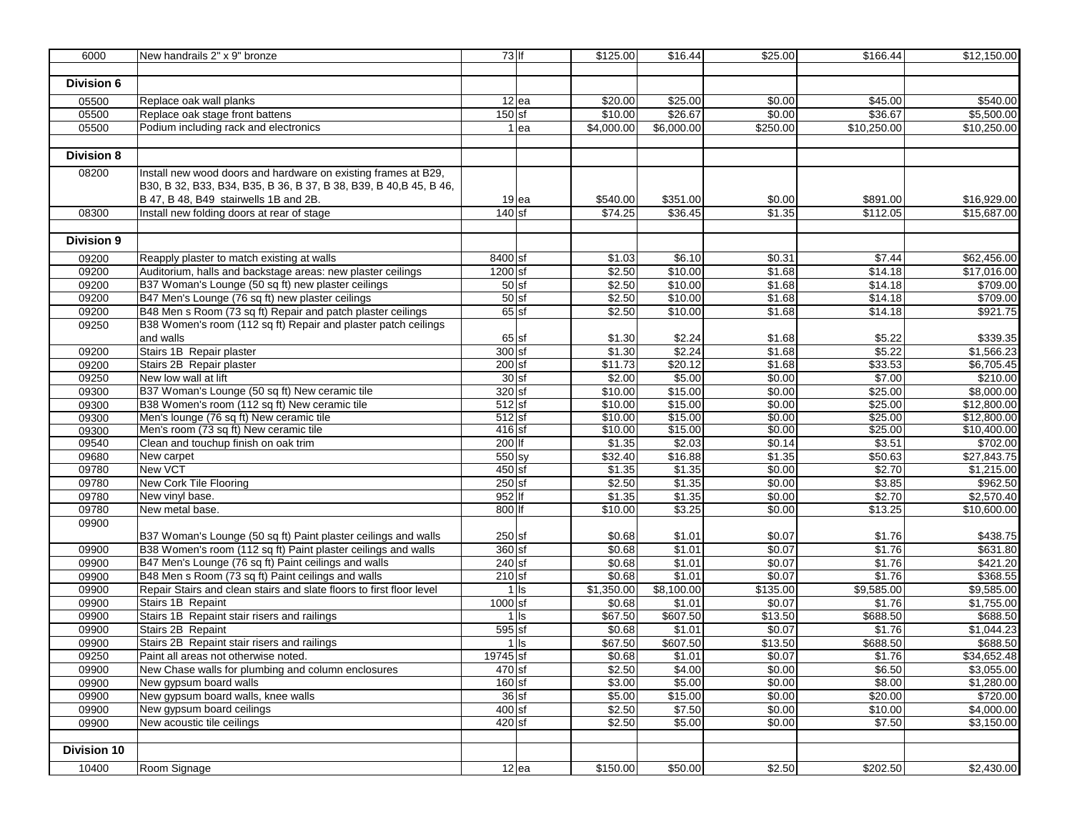| | | | | | | | | |
|---|---|---|---|---|---|---|---|---|
| 6000 | New handrails 2" x 9" bronze | 73 | lf | $125.00 | $16.44 | $25.00 | $166.44 | $12,150.00 |
| | | | | | | | | |
| **Division 6** | | | | | | | | |
| 05500 | Replace oak wall planks | 12 | ea | $20.00 | $25.00 | $0.00 | $45.00 | $540.00 |
| 05500 | Replace oak stage front battens | 150 | sf | $10.00 | $26.67 | $0.00 | $36.67 | $5,500.00 |
| 05500 | Podium including rack and electronics | 1 | ea | $4,000.00 | $6,000.00 | $250.00 | $10,250.00 | $10,250.00 |
| | | | | | | | | |
| **Division 8** | | | | | | | | |
| 08200 | Install new wood doors and hardware on existing frames at B29, B30, B 32, B33, B34, B35, B 36, B 37, B 38, B39, B 40,B 45, B 46, B 47, B 48, B49 stairwells 1B and 2B. | 19 | ea | $540.00 | $351.00 | $0.00 | $891.00 | $16,929.00 |
| 08300 | Install new folding doors at rear of stage | 140 | sf | $74.25 | $36.45 | $1.35 | $112.05 | $15,687.00 |
| | | | | | | | | |
| **Division 9** | | | | | | | | |
| 09200 | Reapply plaster to match existing at walls | 8400 | sf | $1.03 | $6.10 | $0.31 | $7.44 | $62,456.00 |
| 09200 | Auditorium, halls and backstage areas: new plaster ceilings | 1200 | sf | $2.50 | $10.00 | $1.68 | $14.18 | $17,016.00 |
| 09200 | B37 Woman's Lounge (50 sq ft) new plaster ceilings | 50 | sf | $2.50 | $10.00 | $1.68 | $14.18 | $709.00 |
| 09200 | B47 Men's Lounge (76 sq ft) new plaster ceilings | 50 | sf | $2.50 | $10.00 | $1.68 | $14.18 | $709.00 |
| 09200 | B48 Men s Room (73 sq ft) Repair and patch plaster ceilings | 65 | sf | $2.50 | $10.00 | $1.68 | $14.18 | $921.75 |
| 09250 | B38 Women's room (112 sq ft) Repair and plaster patch ceilings and walls | 65 | sf | $1.30 | $2.24 | $1.68 | $5.22 | $339.35 |
| 09200 | Stairs 1B Repair plaster | 300 | sf | $1.30 | $2.24 | $1.68 | $5.22 | $1,566.23 |
| 09200 | Stairs 2B Repair plaster | 200 | sf | $11.73 | $20.12 | $1.68 | $33.53 | $6,705.45 |
| 09250 | New low wall at lift | 30 | sf | $2.00 | $5.00 | $0.00 | $7.00 | $210.00 |
| 09300 | B37 Woman's Lounge (50 sq ft) New ceramic tile | 320 | sf | $10.00 | $15.00 | $0.00 | $25.00 | $8,000.00 |
| 09300 | B38 Women's room (112 sq ft) New ceramic tile | 512 | sf | $10.00 | $15.00 | $0.00 | $25.00 | $12,800.00 |
| 09300 | Men's lounge (76 sq ft) New ceramic tile | 512 | sf | $10.00 | $15.00 | $0.00 | $25.00 | $12,800.00 |
| 09300 | Men's room (73 sq ft) New ceramic tile | 416 | sf | $10.00 | $15.00 | $0.00 | $25.00 | $10,400.00 |
| 09540 | Clean and touchup finish on oak trim | 200 | lf | $1.35 | $2.03 | $0.14 | $3.51 | $702.00 |
| 09680 | New carpet | 550 | sy | $32.40 | $16.88 | $1.35 | $50.63 | $27,843.75 |
| 09780 | New VCT | 450 | sf | $1.35 | $1.35 | $0.00 | $2.70 | $1,215.00 |
| 09780 | New Cork Tile Flooring | 250 | sf | $2.50 | $1.35 | $0.00 | $3.85 | $962.50 |
| 09780 | New vinyl base. | 952 | lf | $1.35 | $1.35 | $0.00 | $2.70 | $2,570.40 |
| 09780 | New metal base. | 800 | lf | $10.00 | $3.25 | $0.00 | $13.25 | $10,600.00 |
| 09900 | B37 Woman's Lounge (50 sq ft) Paint plaster ceilings and walls | 250 | sf | $0.68 | $1.01 | $0.07 | $1.76 | $438.75 |
| 09900 | B38 Women's room (112 sq ft) Paint plaster ceilings and walls | 360 | sf | $0.68 | $1.01 | $0.07 | $1.76 | $631.80 |
| 09900 | B47 Men's Lounge (76 sq ft) Paint ceilings and walls | 240 | sf | $0.68 | $1.01 | $0.07 | $1.76 | $421.20 |
| 09900 | B48 Men s Room (73 sq ft) Paint ceilings and walls | 210 | sf | $0.68 | $1.01 | $0.07 | $1.76 | $368.55 |
| 09900 | Repair Stairs and clean stairs and slate floors to first floor level | 1 | ls | $1,350.00 | $8,100.00 | $135.00 | $9,585.00 | $9,585.00 |
| 09900 | Stairs 1B Repaint | 1000 | sf | $0.68 | $1.01 | $0.07 | $1.76 | $1,755.00 |
| 09900 | Stairs 1B Repaint stair risers and railings | 1 | ls | $67.50 | $607.50 | $13.50 | $688.50 | $688.50 |
| 09900 | Stairs 2B Repaint | 595 | sf | $0.68 | $1.01 | $0.07 | $1.76 | $1,044.23 |
| 09900 | Stairs 2B Repaint stair risers and railings | 1 | ls | $67.50 | $607.50 | $13.50 | $688.50 | $688.50 |
| 09250 | Paint all areas not otherwise noted. | 19745 | sf | $0.68 | $1.01 | $0.07 | $1.76 | $34,652.48 |
| 09900 | New Chase walls for plumbing and column enclosures | 470 | sf | $2.50 | $4.00 | $0.00 | $6.50 | $3,055.00 |
| 09900 | New gypsum board walls | 160 | sf | $3.00 | $5.00 | $0.00 | $8.00 | $1,280.00 |
| 09900 | New gypsum board walls, knee walls | 36 | sf | $5.00 | $15.00 | $0.00 | $20.00 | $720.00 |
| 09900 | New gypsum board ceilings | 400 | sf | $2.50 | $7.50 | $0.00 | $10.00 | $4,000.00 |
| 09900 | New acoustic tile ceilings | 420 | sf | $2.50 | $5.00 | $0.00 | $7.50 | $3,150.00 |
| | | | | | | | | |
| **Division 10** | | | | | | | | |
| 10400 | Room Signage | 12 | ea | $150.00 | $50.00 | $2.50 | $202.50 | $2,430.00 |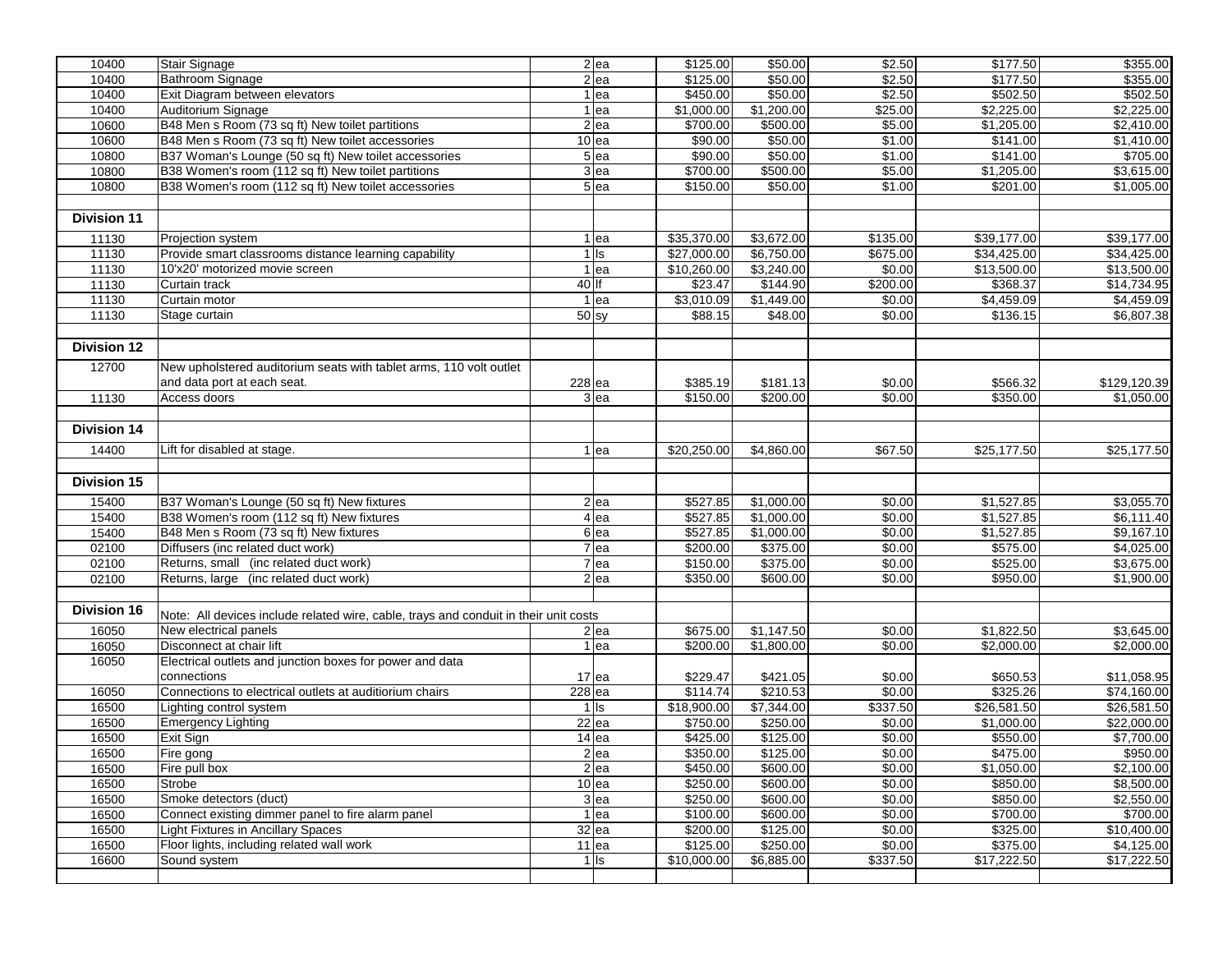| | | | | | | | | |
|---|---|---|---|---|---|---|---|---|
| 10400 | Stair Signage | 2 | ea | $125.00 | $50.00 | $2.50 | $177.50 | $355.00 |
| 10400 | Bathroom Signage | 2 | ea | $125.00 | $50.00 | $2.50 | $177.50 | $355.00 |
| 10400 | Exit Diagram between elevators | 1 | ea | $450.00 | $50.00 | $2.50 | $502.50 | $502.50 |
| 10400 | Auditorium Signage | 1 | ea | $1,000.00 | $1,200.00 | $25.00 | $2,225.00 | $2,225.00 |
| 10600 | B48 Men s Room (73 sq ft) New toilet partitions | 2 | ea | $700.00 | $500.00 | $5.00 | $1,205.00 | $2,410.00 |
| 10600 | B48 Men s Room (73 sq ft) New toilet accessories | 10 | ea | $90.00 | $50.00 | $1.00 | $141.00 | $1,410.00 |
| 10800 | B37 Woman's Lounge (50 sq ft) New toilet accessories | 5 | ea | $90.00 | $50.00 | $1.00 | $141.00 | $705.00 |
| 10800 | B38 Women's room (112 sq ft) New toilet partitions | 3 | ea | $700.00 | $500.00 | $5.00 | $1,205.00 | $3,615.00 |
| 10800 | B38 Women's room (112 sq ft) New toilet accessories | 5 | ea | $150.00 | $50.00 | $1.00 | $201.00 | $1,005.00 |
| | | | | | | | | |
| **Division 11** | | | | | | | | |
| 11130 | Projection system | 1 | ea | $35,370.00 | $3,672.00 | $135.00 | $39,177.00 | $39,177.00 |
| 11130 | Provide smart classrooms distance learning capability | 1 | ls | $27,000.00 | $6,750.00 | $675.00 | $34,425.00 | $34,425.00 |
| 11130 | 10'x20' motorized movie screen | 1 | ea | $10,260.00 | $3,240.00 | $0.00 | $13,500.00 | $13,500.00 |
| 11130 | Curtain track | 40 | lf | $23.47 | $144.90 | $200.00 | $368.37 | $14,734.95 |
| 11130 | Curtain motor | 1 | ea | $3,010.09 | $1,449.00 | $0.00 | $4,459.09 | $4,459.09 |
| 11130 | Stage curtain | 50 | sy | $88.15 | $48.00 | $0.00 | $136.15 | $6,807.38 |
| | | | | | | | | |
| **Division 12** | | | | | | | | |
| 12700 | New upholstered auditorium seats with tablet arms, 110 volt outlet and data port at each seat. | 228 | ea | $385.19 | $181.13 | $0.00 | $566.32 | $129,120.39 |
| 11130 | Access doors | 3 | ea | $150.00 | $200.00 | $0.00 | $350.00 | $1,050.00 |
| | | | | | | | | |
| **Division 14** | | | | | | | | |
| 14400 | Lift for disabled at stage. | 1 | ea | $20,250.00 | $4,860.00 | $67.50 | $25,177.50 | $25,177.50 |
| | | | | | | | | |
| **Division 15** | | | | | | | | |
| 15400 | B37 Woman's Lounge (50 sq ft) New fixtures | 2 | ea | $527.85 | $1,000.00 | $0.00 | $1,527.85 | $3,055.70 |
| 15400 | B38 Women's room (112 sq ft) New fixtures | 4 | ea | $527.85 | $1,000.00 | $0.00 | $1,527.85 | $6,111.40 |
| 15400 | B48 Men s Room (73 sq ft) New fixtures | 6 | ea | $527.85 | $1,000.00 | $0.00 | $1,527.85 | $9,167.10 |
| 02100 | Diffusers (inc related duct work) | 7 | ea | $200.00 | $375.00 | $0.00 | $575.00 | $4,025.00 |
| 02100 | Returns, small (inc related duct work) | 7 | ea | $150.00 | $375.00 | $0.00 | $525.00 | $3,675.00 |
| 02100 | Returns, large (inc related duct work) | 2 | ea | $350.00 | $600.00 | $0.00 | $950.00 | $1,900.00 |
| | | | | | | | | |
| **Division 16** | Note: All devices include related wire, cable, trays and conduit in their unit costs | | | | | | | |
| 16050 | New electrical panels | 2 | ea | $675.00 | $1,147.50 | $0.00 | $1,822.50 | $3,645.00 |
| 16050 | Disconnect at chair lift | 1 | ea | $200.00 | $1,800.00 | $0.00 | $2,000.00 | $2,000.00 |
| 16050 | Electrical outlets and junction boxes for power and data connections | 17 | ea | $229.47 | $421.05 | $0.00 | $650.53 | $11,058.95 |
| 16050 | Connections to electrical outlets at auditiorium chairs | 228 | ea | $114.74 | $210.53 | $0.00 | $325.26 | $74,160.00 |
| 16500 | Lighting control system | 1 | ls | $18,900.00 | $7,344.00 | $337.50 | $26,581.50 | $26,581.50 |
| 16500 | Emergency Lighting | 22 | ea | $750.00 | $250.00 | $0.00 | $1,000.00 | $22,000.00 |
| 16500 | Exit Sign | 14 | ea | $425.00 | $125.00 | $0.00 | $550.00 | $7,700.00 |
| 16500 | Fire gong | 2 | ea | $350.00 | $125.00 | $0.00 | $475.00 | $950.00 |
| 16500 | Fire pull box | 2 | ea | $450.00 | $600.00 | $0.00 | $1,050.00 | $2,100.00 |
| 16500 | Strobe | 10 | ea | $250.00 | $600.00 | $0.00 | $850.00 | $8,500.00 |
| 16500 | Smoke detectors (duct) | 3 | ea | $250.00 | $600.00 | $0.00 | $850.00 | $2,550.00 |
| 16500 | Connect existing dimmer panel to fire alarm panel | 1 | ea | $100.00 | $600.00 | $0.00 | $700.00 | $700.00 |
| 16500 | Light Fixtures in Ancillary Spaces | 32 | ea | $200.00 | $125.00 | $0.00 | $325.00 | $10,400.00 |
| 16500 | Floor lights, including related wall work | 11 | ea | $125.00 | $250.00 | $0.00 | $375.00 | $4,125.00 |
| 16600 | Sound system | 1 | ls | $10,000.00 | $6,885.00 | $337.50 | $17,222.50 | $17,222.50 |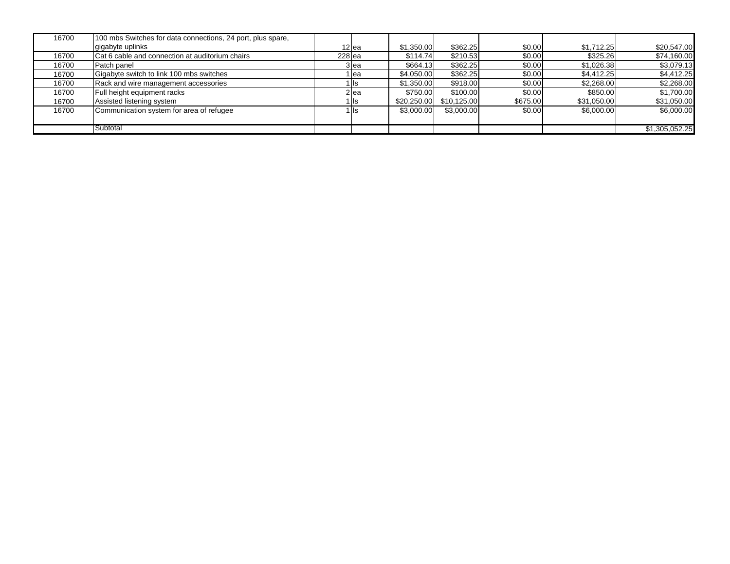| | | | | | | | | |
|---|---|---|---|---|---|---|---|---|
| 16700 | 100 mbs Switches for data connections, 24 port, plus spare, gigabyte uplinks | 12 | ea | $1,350.00 | $362.25 | $0.00 | $1,712.25 | $20,547.00 |
| 16700 | Cat 6 cable and connection at auditorium chairs | 228 | ea | $114.74 | $210.53 | $0.00 | $325.26 | $74,160.00 |
| 16700 | Patch panel | 3 | ea | $664.13 | $362.25 | $0.00 | $1,026.38 | $3,079.13 |
| 16700 | Gigabyte switch to link 100 mbs switches | 1 | ea | $4,050.00 | $362.25 | $0.00 | $4,412.25 | $4,412.25 |
| 16700 | Rack and wire management accessories | 1 | ls | $1,350.00 | $918.00 | $0.00 | $2,268.00 | $2,268.00 |
| 16700 | Full height equipment racks | 2 | ea | $750.00 | $100.00 | $0.00 | $850.00 | $1,700.00 |
| 16700 | Assisted listening system | 1 | ls | $20,250.00 | $10,125.00 | $675.00 | $31,050.00 | $31,050.00 |
| 16700 | Communication system for area of refugee | 1 | ls | $3,000.00 | $3,000.00 | $0.00 | $6,000.00 | $6,000.00 |
| | | | | | | | | |
| | Subtotal | | | | | | | $1,305,052.25 |